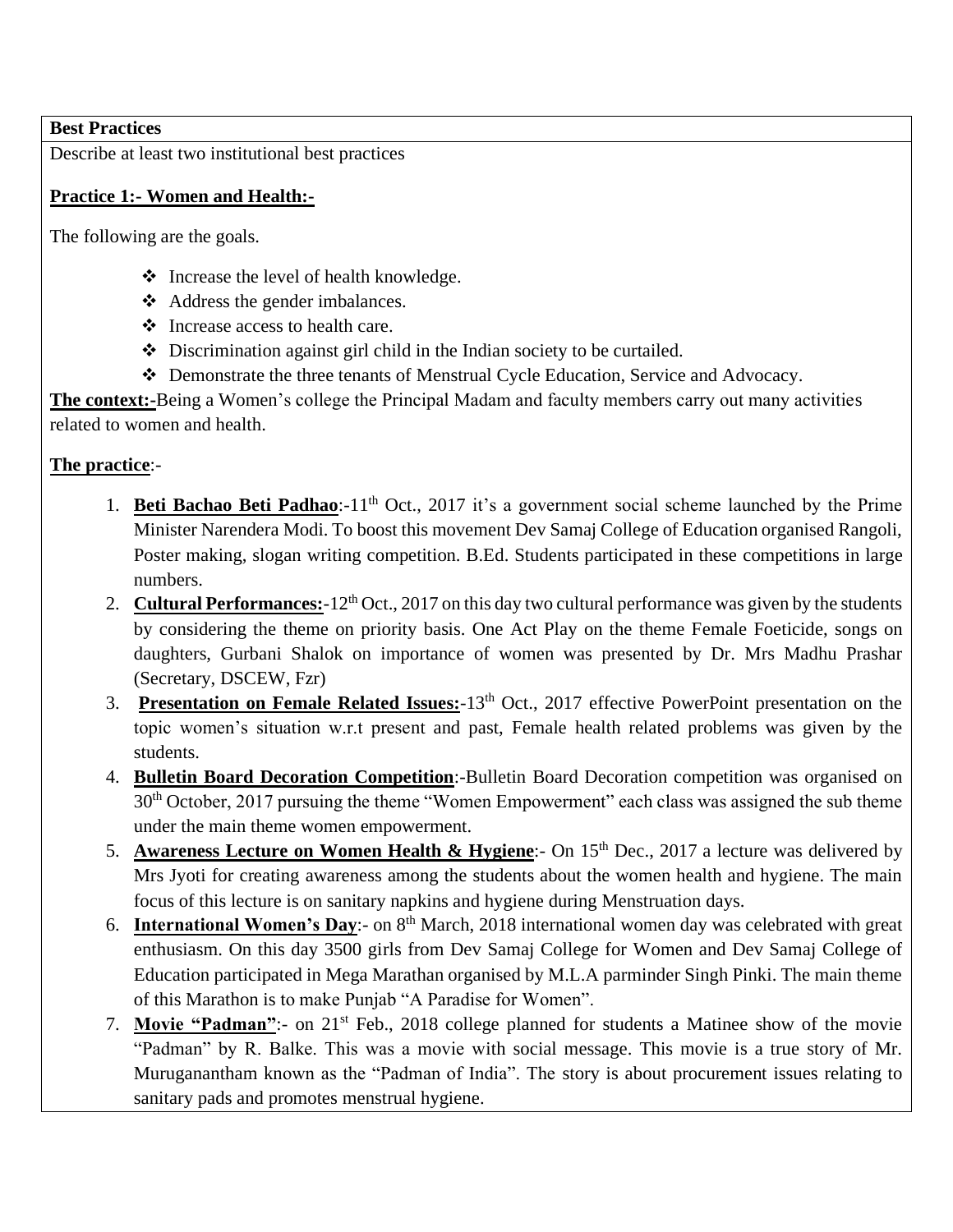**Best Practices**

Describe at least two institutional best practices

**Practice 1:- Women and Health:-**

The following are the goals.

- Increase the level of health knowledge.
- Address the gender imbalances.
- Increase access to health care.
- Discrimination against girl child in the Indian society to be curtailed.
- Demonstrate the three tenants of Menstrual Cycle Education, Service and Advocacy.

**The context:-**Being a Women's college the Principal Madam and faculty members carry out many activities related to women and health.

**The practice**:-

1. **Beti Bachao Beti Padhao**:-11th Oct., 2017 it's a government social scheme launched by the Prime Minister Narendera Modi. To boost this movement Dev Samaj College of Education organised Rangoli, Poster making, slogan writing competition. B.Ed. Students participated in these competitions in large numbers.
2. **Cultural Performances:-**12th Oct., 2017 on this day two cultural performance was given by the students by considering the theme on priority basis. One Act Play on the theme Female Foeticide, songs on daughters, Gurbani Shalok on importance of women was presented by Dr. Mrs Madhu Prashar (Secretary, DSCEW, Fzr)
3. **Presentation on Female Related Issues:-**13th Oct., 2017 effective PowerPoint presentation on the topic women's situation w.r.t present and past, Female health related problems was given by the students.
4. **Bulletin Board Decoration Competition**:-Bulletin Board Decoration competition was organised on 30th October, 2017 pursuing the theme "Women Empowerment" each class was assigned the sub theme under the main theme women empowerment.
5. **Awareness Lecture on Women Health & Hygiene**:- On 15th Dec., 2017 a lecture was delivered by Mrs Jyoti for creating awareness among the students about the women health and hygiene. The main focus of this lecture is on sanitary napkins and hygiene during Menstruation days.
6. **International Women's Day**:- on 8th March, 2018 international women day was celebrated with great enthusiasm. On this day 3500 girls from Dev Samaj College for Women and Dev Samaj College of Education participated in Mega Marathan organised by M.L.A parminder Singh Pinki. The main theme of this Marathon is to make Punjab "A Paradise for Women".
7. **Movie "Padman"**:- on 21st Feb., 2018 college planned for students a Matinee show of the movie "Padman" by R. Balke. This was a movie with social message. This movie is a true story of Mr. Muruganantham known as the "Padman of India". The story is about procurement issues relating to sanitary pads and promotes menstrual hygiene.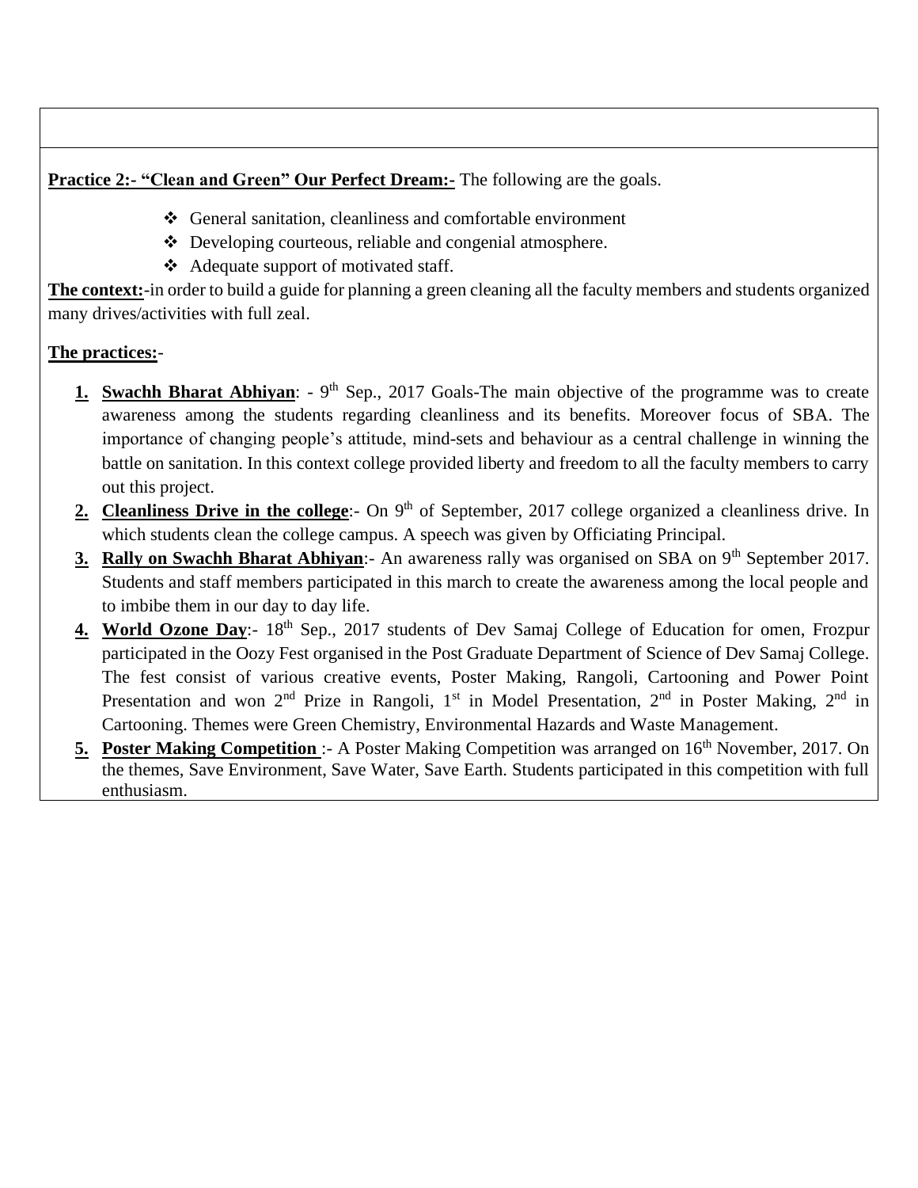**Practice 2:- "Clean and Green" Our Perfect Dream:-** The following are the goals.

- General sanitation, cleanliness and comfortable environment
- Developing courteous, reliable and congenial atmosphere.
- Adequate support of motivated staff.

**The context:**-in order to build a guide for planning a green cleaning all the faculty members and students organized many drives/activities with full zeal.

**The practices:**-

1. **Swachh Bharat Abhiyan**: - 9th Sep., 2017 Goals-The main objective of the programme was to create awareness among the students regarding cleanliness and its benefits. Moreover focus of SBA. The importance of changing people's attitude, mind-sets and behaviour as a central challenge in winning the battle on sanitation. In this context college provided liberty and freedom to all the faculty members to carry out this project.
2. **Cleanliness Drive in the college**:- On 9th of September, 2017 college organized a cleanliness drive. In which students clean the college campus. A speech was given by Officiating Principal.
3. **Rally on Swachh Bharat Abhiyan**:- An awareness rally was organised on SBA on 9th September 2017. Students and staff members participated in this march to create the awareness among the local people and to imbibe them in our day to day life.
4. **World Ozone Day**:- 18th Sep., 2017 students of Dev Samaj College of Education for omen, Frozpur participated in the Oozy Fest organised in the Post Graduate Department of Science of Dev Samaj College. The fest consist of various creative events, Poster Making, Rangoli, Cartooning and Power Point Presentation and won 2nd Prize in Rangoli, 1st in Model Presentation, 2nd in Poster Making, 2nd in Cartooning. Themes were Green Chemistry, Environmental Hazards and Waste Management.
5. **Poster Making Competition** :- A Poster Making Competition was arranged on 16th November, 2017. On the themes, Save Environment, Save Water, Save Earth. Students participated in this competition with full enthusiasm.